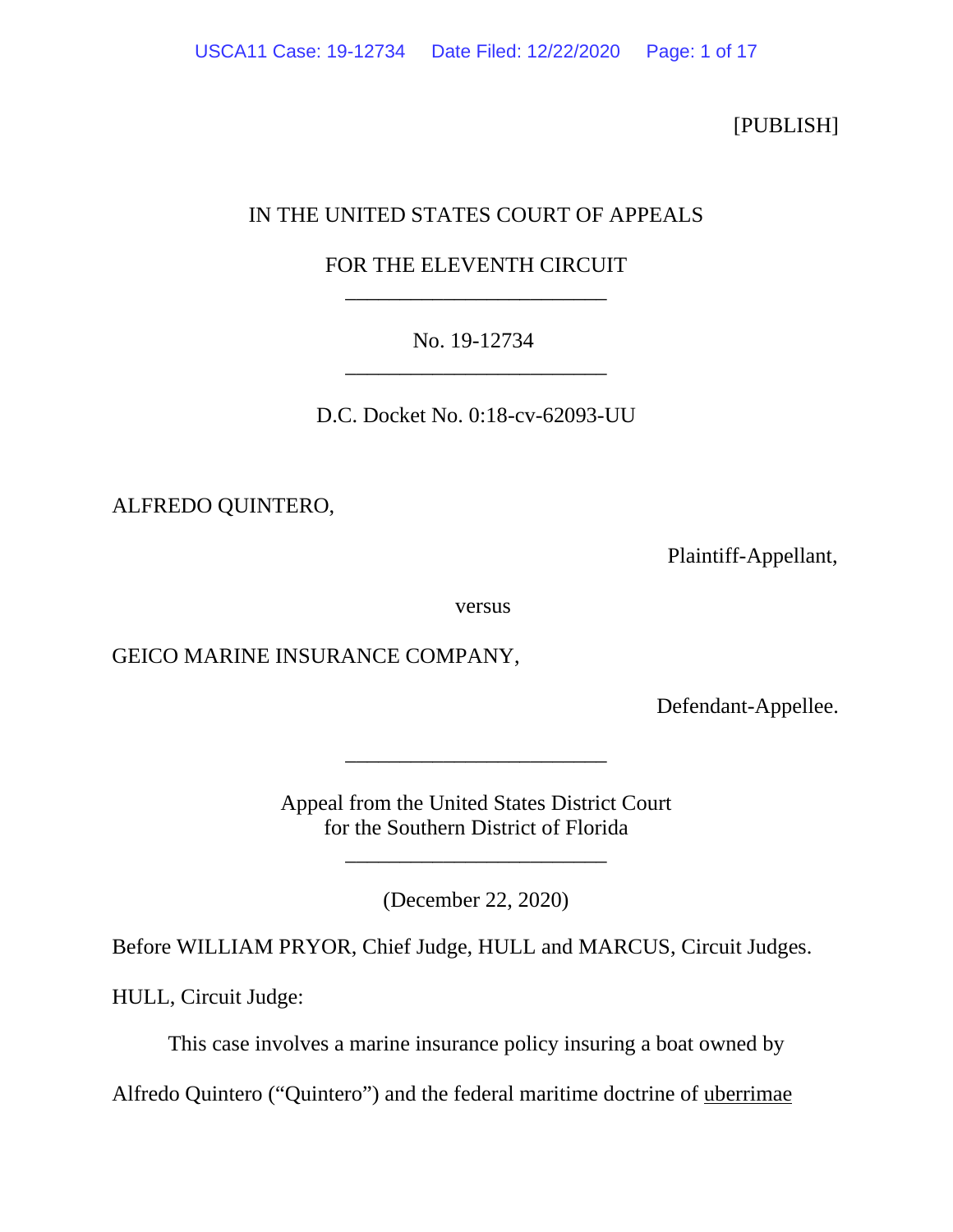[PUBLISH]

IN THE UNITED STATES COURT OF APPEALS

FOR THE ELEVENTH CIRCUIT

________________________

No. 19-12734

________________________

D.C. Docket No. 0:18-cv-62093-UU

ALFREDO QUINTERO,

Plaintiff-Appellant,

versus

GEICO MARINE INSURANCE COMPANY,

Defendant-Appellee.

________________________

Appeal from the United States District Court
for the Southern District of Florida

________________________

(December 22, 2020)

Before WILLIAM PRYOR, Chief Judge, HULL and MARCUS, Circuit Judges.

HULL, Circuit Judge:

This case involves a marine insurance policy insuring a boat owned by Alfredo Quintero ("Quintero") and the federal maritime doctrine of uberrimae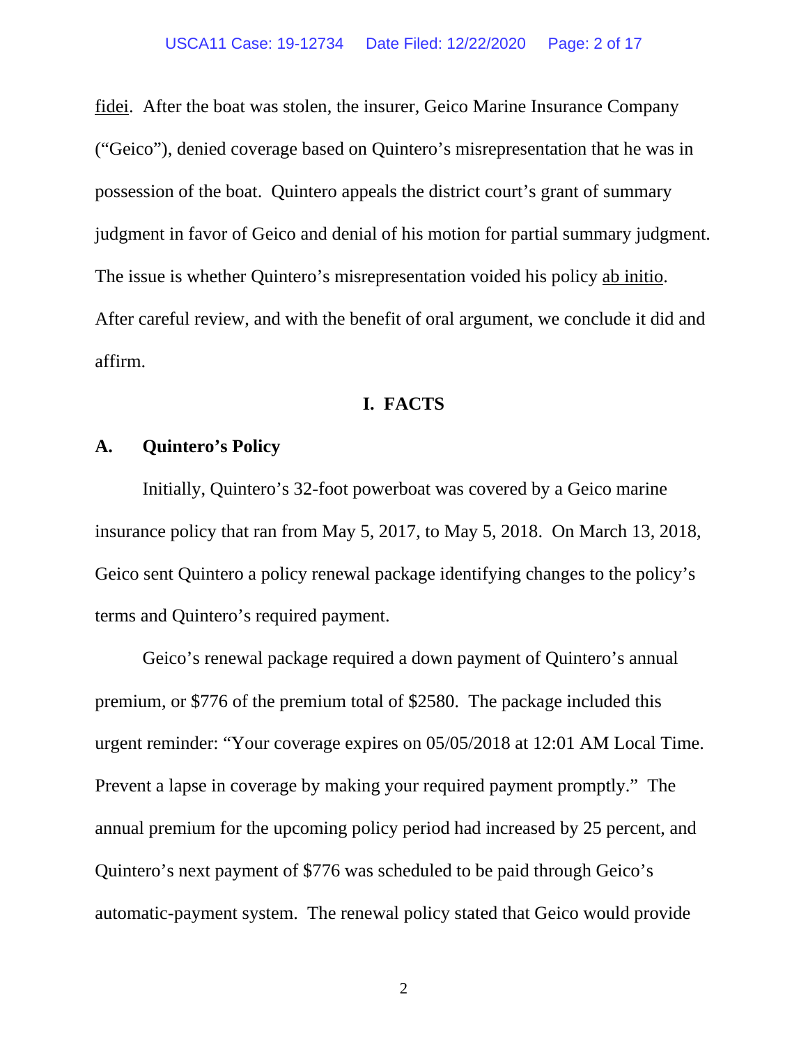fidei. After the boat was stolen, the insurer, Geico Marine Insurance Company ("Geico"), denied coverage based on Quintero's misrepresentation that he was in possession of the boat. Quintero appeals the district court's grant of summary judgment in favor of Geico and denial of his motion for partial summary judgment. The issue is whether Quintero's misrepresentation voided his policy ab initio. After careful review, and with the benefit of oral argument, we conclude it did and affirm.

## I. FACTS

### A. Quintero's Policy

Initially, Quintero's 32-foot powerboat was covered by a Geico marine insurance policy that ran from May 5, 2017, to May 5, 2018. On March 13, 2018, Geico sent Quintero a policy renewal package identifying changes to the policy's terms and Quintero's required payment.

Geico's renewal package required a down payment of Quintero's annual premium, or $776 of the premium total of $2580. The package included this urgent reminder: "Your coverage expires on 05/05/2018 at 12:01 AM Local Time. Prevent a lapse in coverage by making your required payment promptly." The annual premium for the upcoming policy period had increased by 25 percent, and Quintero's next payment of $776 was scheduled to be paid through Geico's automatic-payment system. The renewal policy stated that Geico would provide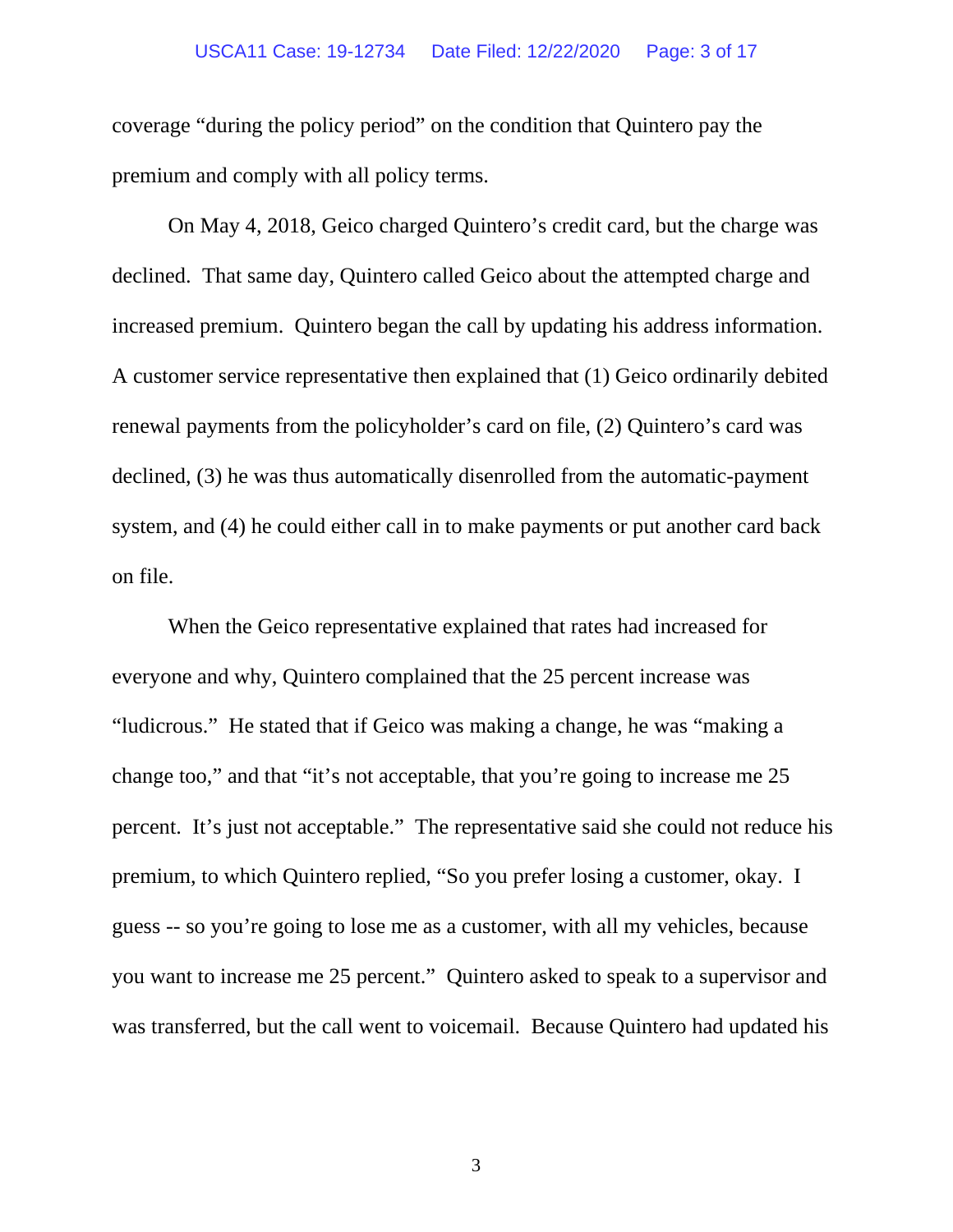coverage "during the policy period" on the condition that Quintero pay the premium and comply with all policy terms.

On May 4, 2018, Geico charged Quintero's credit card, but the charge was declined. That same day, Quintero called Geico about the attempted charge and increased premium. Quintero began the call by updating his address information. A customer service representative then explained that (1) Geico ordinarily debited renewal payments from the policyholder's card on file, (2) Quintero's card was declined, (3) he was thus automatically disenrolled from the automatic-payment system, and (4) he could either call in to make payments or put another card back on file.

When the Geico representative explained that rates had increased for everyone and why, Quintero complained that the 25 percent increase was "ludicrous." He stated that if Geico was making a change, he was "making a change too," and that "it's not acceptable, that you're going to increase me 25 percent. It's just not acceptable." The representative said she could not reduce his premium, to which Quintero replied, "So you prefer losing a customer, okay. I guess -- so you're going to lose me as a customer, with all my vehicles, because you want to increase me 25 percent." Quintero asked to speak to a supervisor and was transferred, but the call went to voicemail. Because Quintero had updated his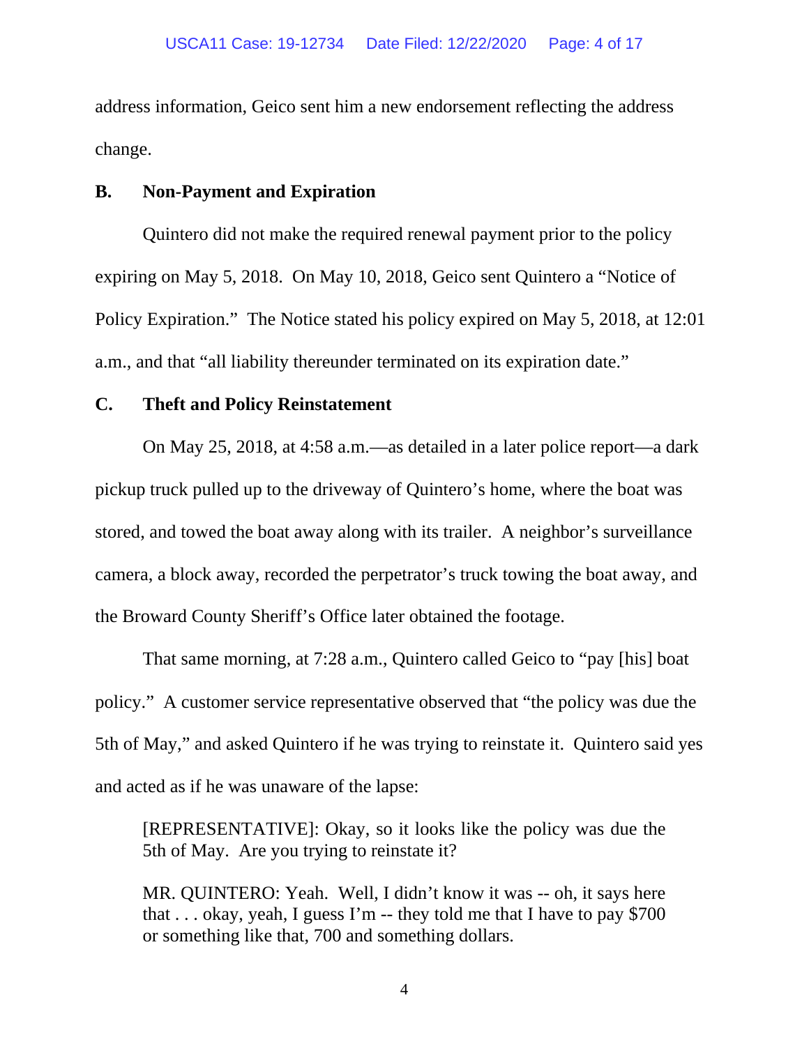address information, Geico sent him a new endorsement reflecting the address change.

### B. Non-Payment and Expiration

Quintero did not make the required renewal payment prior to the policy expiring on May 5, 2018. On May 10, 2018, Geico sent Quintero a "Notice of Policy Expiration." The Notice stated his policy expired on May 5, 2018, at 12:01 a.m., and that "all liability thereunder terminated on its expiration date."

### C. Theft and Policy Reinstatement

On May 25, 2018, at 4:58 a.m.—as detailed in a later police report—a dark pickup truck pulled up to the driveway of Quintero's home, where the boat was stored, and towed the boat away along with its trailer. A neighbor's surveillance camera, a block away, recorded the perpetrator's truck towing the boat away, and the Broward County Sheriff's Office later obtained the footage.

That same morning, at 7:28 a.m., Quintero called Geico to "pay [his] boat policy." A customer service representative observed that "the policy was due the 5th of May," and asked Quintero if he was trying to reinstate it. Quintero said yes and acted as if he was unaware of the lapse:

> [REPRESENTATIVE]: Okay, so it looks like the policy was due the 5th of May. Are you trying to reinstate it?
>
> MR. QUINTERO: Yeah. Well, I didn't know it was -- oh, it says here that . . . okay, yeah, I guess I'm -- they told me that I have to pay $700 or something like that, 700 and something dollars.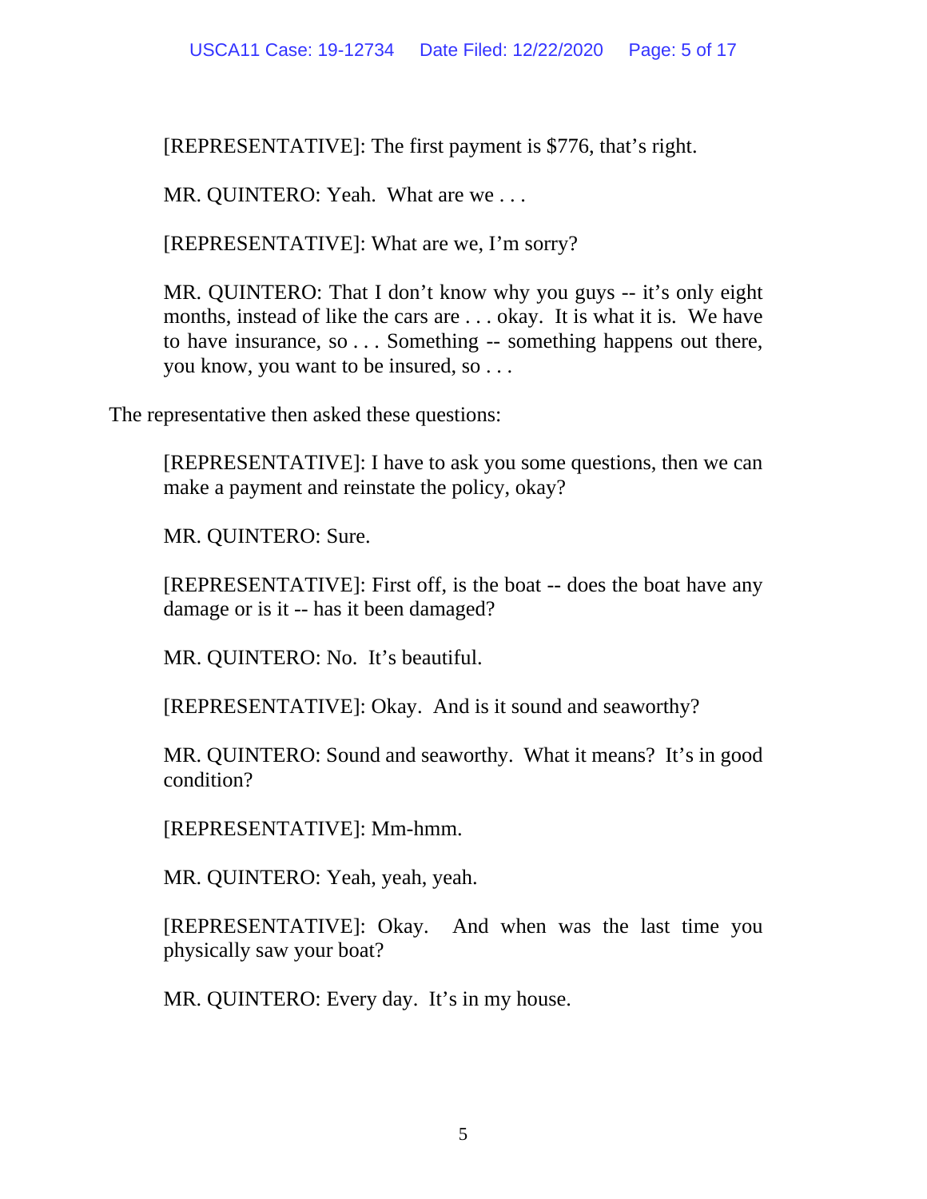> [REPRESENTATIVE]: The first payment is $776, that's right.
>
> MR. QUINTERO: Yeah. What are we . . .
>
> [REPRESENTATIVE]: What are we, I'm sorry?
>
> MR. QUINTERO: That I don't know why you guys -- it's only eight months, instead of like the cars are . . . okay. It is what it is. We have to have insurance, so . . . Something -- something happens out there, you know, you want to be insured, so . . .

The representative then asked these questions:

> [REPRESENTATIVE]: I have to ask you some questions, then we can make a payment and reinstate the policy, okay?
>
> MR. QUINTERO: Sure.
>
> [REPRESENTATIVE]: First off, is the boat -- does the boat have any damage or is it -- has it been damaged?
>
> MR. QUINTERO: No. It's beautiful.
>
> [REPRESENTATIVE]: Okay. And is it sound and seaworthy?
>
> MR. QUINTERO: Sound and seaworthy. What it means? It's in good condition?
>
> [REPRESENTATIVE]: Mm-hmm.
>
> MR. QUINTERO: Yeah, yeah, yeah.
>
> [REPRESENTATIVE]: Okay. And when was the last time you physically saw your boat?
>
> MR. QUINTERO: Every day. It's in my house.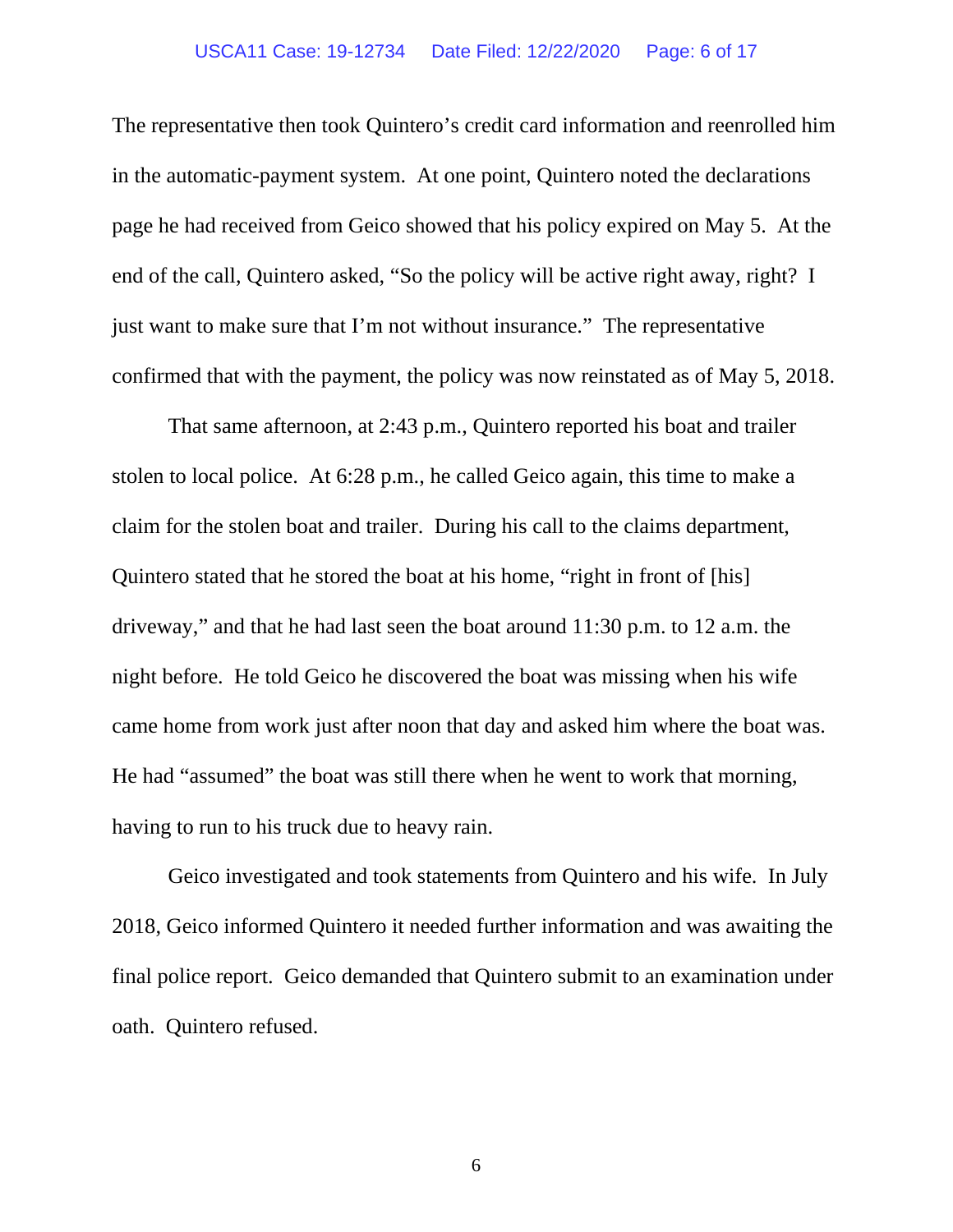The representative then took Quintero's credit card information and reenrolled him in the automatic-payment system. At one point, Quintero noted the declarations page he had received from Geico showed that his policy expired on May 5. At the end of the call, Quintero asked, "So the policy will be active right away, right? I just want to make sure that I'm not without insurance." The representative confirmed that with the payment, the policy was now reinstated as of May 5, 2018.

That same afternoon, at 2:43 p.m., Quintero reported his boat and trailer stolen to local police. At 6:28 p.m., he called Geico again, this time to make a claim for the stolen boat and trailer. During his call to the claims department, Quintero stated that he stored the boat at his home, "right in front of [his] driveway," and that he had last seen the boat around 11:30 p.m. to 12 a.m. the night before. He told Geico he discovered the boat was missing when his wife came home from work just after noon that day and asked him where the boat was. He had "assumed" the boat was still there when he went to work that morning, having to run to his truck due to heavy rain.

Geico investigated and took statements from Quintero and his wife. In July 2018, Geico informed Quintero it needed further information and was awaiting the final police report. Geico demanded that Quintero submit to an examination under oath. Quintero refused.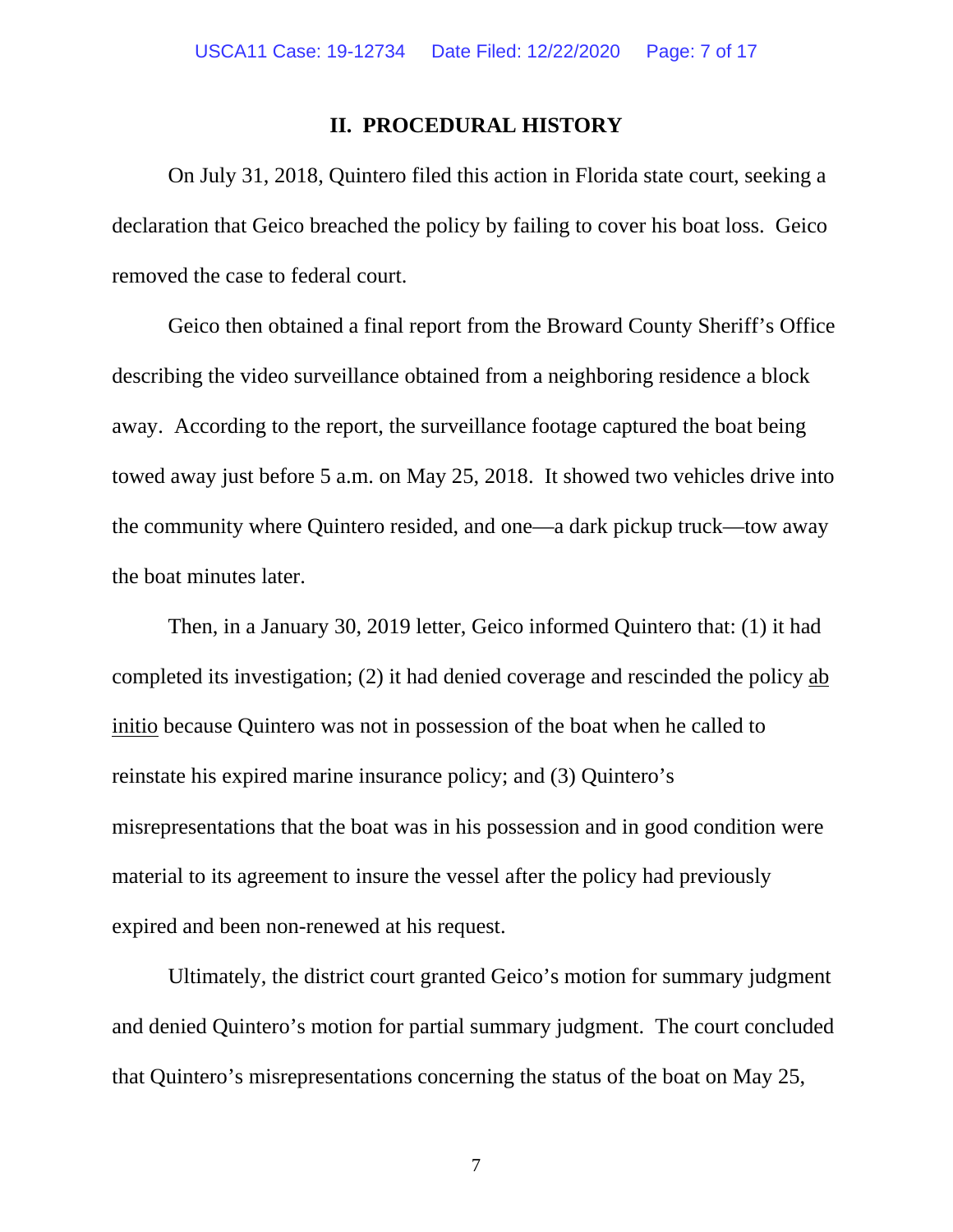## II. PROCEDURAL HISTORY

On July 31, 2018, Quintero filed this action in Florida state court, seeking a declaration that Geico breached the policy by failing to cover his boat loss. Geico removed the case to federal court.

Geico then obtained a final report from the Broward County Sheriff's Office describing the video surveillance obtained from a neighboring residence a block away. According to the report, the surveillance footage captured the boat being towed away just before 5 a.m. on May 25, 2018. It showed two vehicles drive into the community where Quintero resided, and one—a dark pickup truck—tow away the boat minutes later.

Then, in a January 30, 2019 letter, Geico informed Quintero that: (1) it had completed its investigation; (2) it had denied coverage and rescinded the policy *ab initio* because Quintero was not in possession of the boat when he called to reinstate his expired marine insurance policy; and (3) Quintero's misrepresentations that the boat was in his possession and in good condition were material to its agreement to insure the vessel after the policy had previously expired and been non-renewed at his request.

Ultimately, the district court granted Geico's motion for summary judgment and denied Quintero's motion for partial summary judgment. The court concluded that Quintero's misrepresentations concerning the status of the boat on May 25,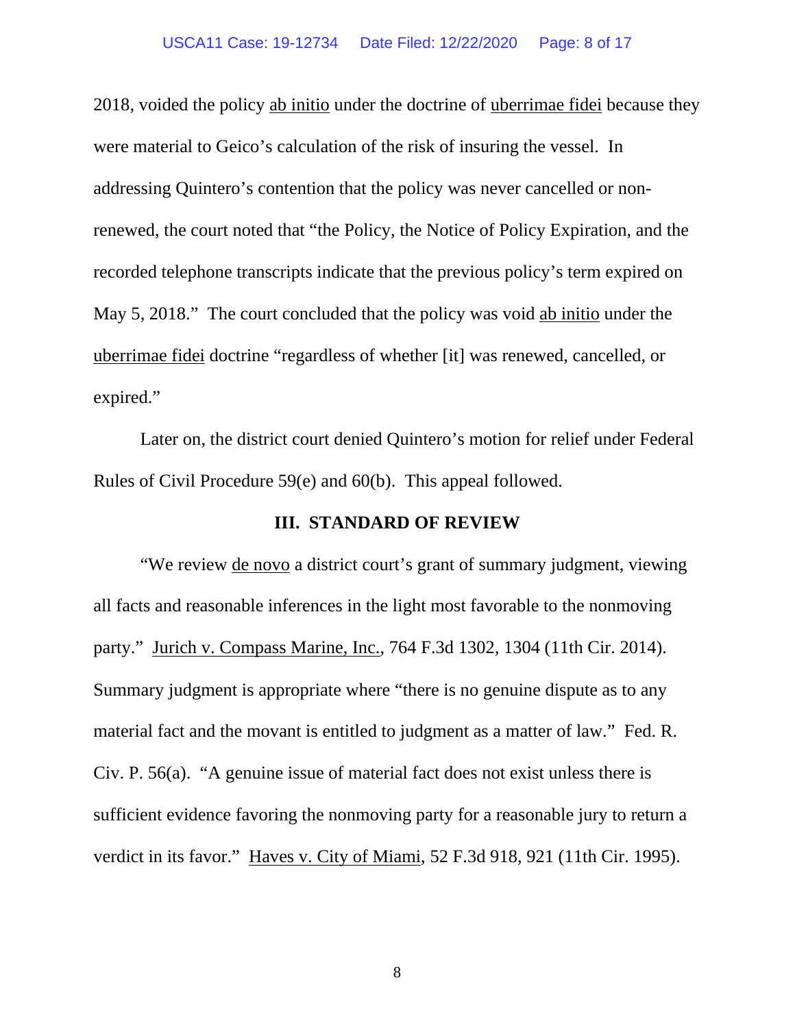2018, voided the policy _ab initio_ under the doctrine of _uberrimae fidei_ because they were material to Geico's calculation of the risk of insuring the vessel. In addressing Quintero's contention that the policy was never cancelled or non-renewed, the court noted that "the Policy, the Notice of Policy Expiration, and the recorded telephone transcripts indicate that the previous policy's term expired on May 5, 2018." The court concluded that the policy was void _ab initio_ under the _uberrimae fidei_ doctrine "regardless of whether [it] was renewed, cancelled, or expired."

Later on, the district court denied Quintero's motion for relief under Federal Rules of Civil Procedure 59(e) and 60(b). This appeal followed.

## III. STANDARD OF REVIEW

"We review _de novo_ a district court's grant of summary judgment, viewing all facts and reasonable inferences in the light most favorable to the nonmoving party." _Jurich v. Compass Marine, Inc._, 764 F.3d 1302, 1304 (11th Cir. 2014). Summary judgment is appropriate where "there is no genuine dispute as to any material fact and the movant is entitled to judgment as a matter of law." Fed. R. Civ. P. 56(a). "A genuine issue of material fact does not exist unless there is sufficient evidence favoring the nonmoving party for a reasonable jury to return a verdict in its favor." _Haves v. City of Miami_, 52 F.3d 918, 921 (11th Cir. 1995).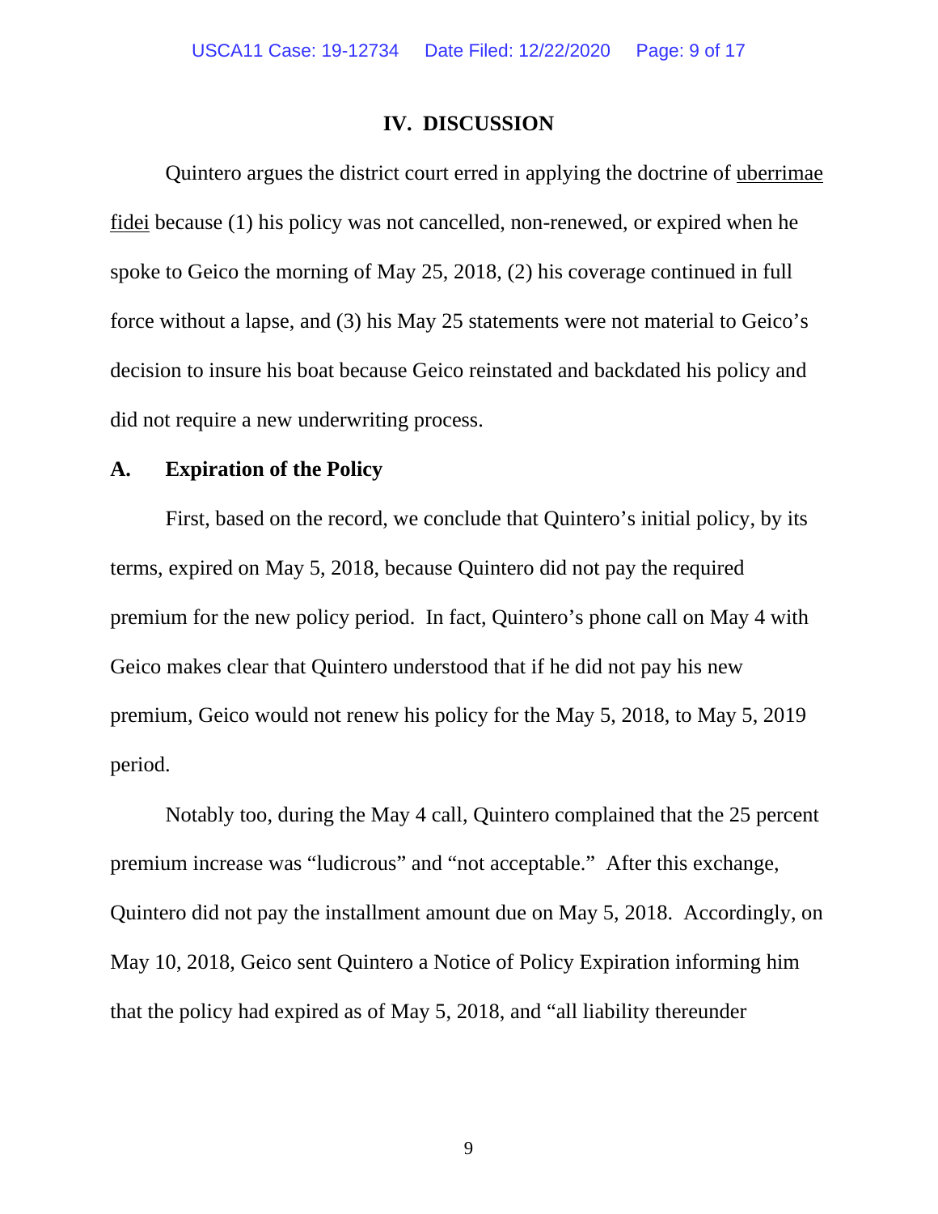## IV. DISCUSSION

Quintero argues the district court erred in applying the doctrine of uberrimae fidei because (1) his policy was not cancelled, non-renewed, or expired when he spoke to Geico the morning of May 25, 2018, (2) his coverage continued in full force without a lapse, and (3) his May 25 statements were not material to Geico's decision to insure his boat because Geico reinstated and backdated his policy and did not require a new underwriting process.

### A. Expiration of the Policy

First, based on the record, we conclude that Quintero's initial policy, by its terms, expired on May 5, 2018, because Quintero did not pay the required premium for the new policy period. In fact, Quintero's phone call on May 4 with Geico makes clear that Quintero understood that if he did not pay his new premium, Geico would not renew his policy for the May 5, 2018, to May 5, 2019 period.

Notably too, during the May 4 call, Quintero complained that the 25 percent premium increase was "ludicrous" and "not acceptable." After this exchange, Quintero did not pay the installment amount due on May 5, 2018. Accordingly, on May 10, 2018, Geico sent Quintero a Notice of Policy Expiration informing him that the policy had expired as of May 5, 2018, and "all liability thereunder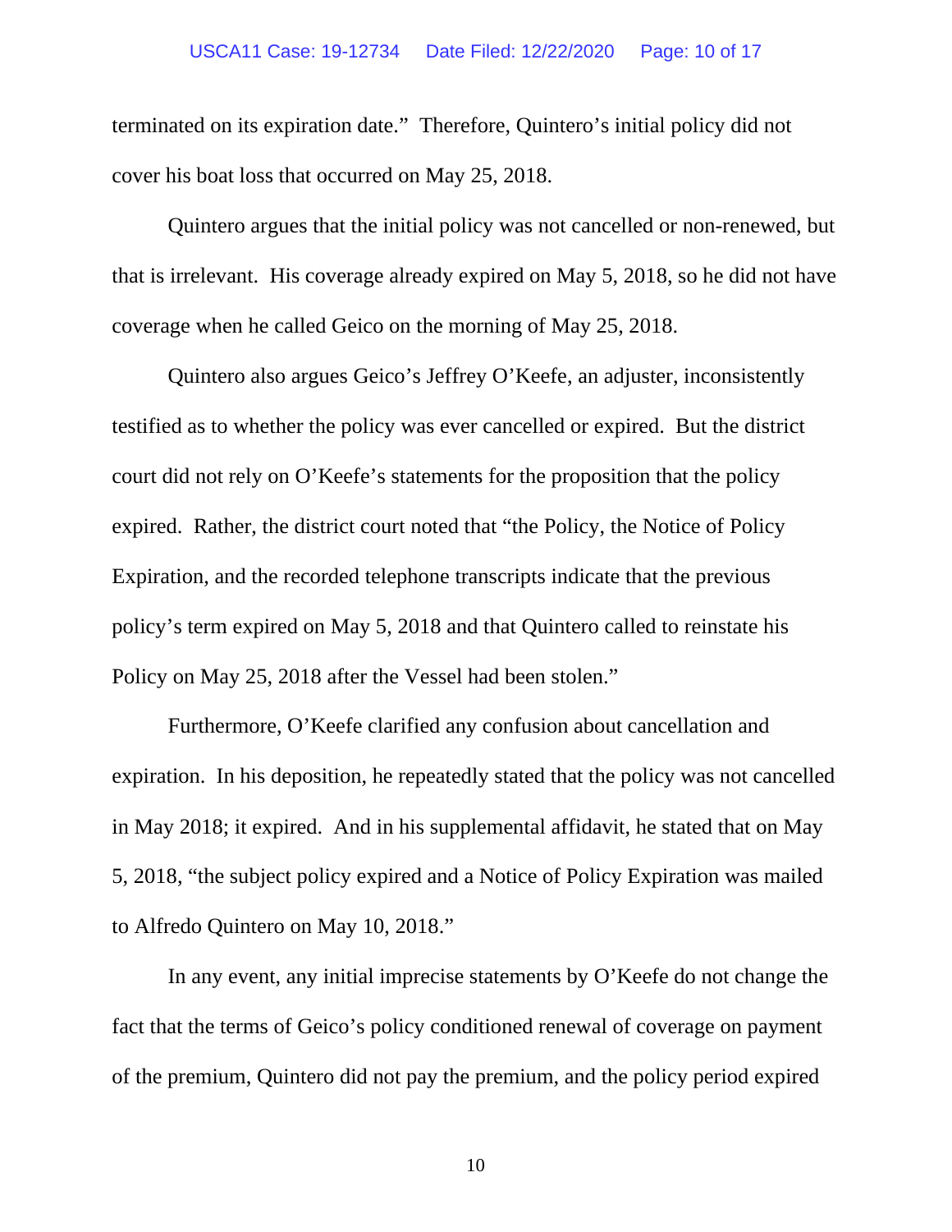terminated on its expiration date." Therefore, Quintero's initial policy did not cover his boat loss that occurred on May 25, 2018.

Quintero argues that the initial policy was not cancelled or non-renewed, but that is irrelevant. His coverage already expired on May 5, 2018, so he did not have coverage when he called Geico on the morning of May 25, 2018.

Quintero also argues Geico's Jeffrey O'Keefe, an adjuster, inconsistently testified as to whether the policy was ever cancelled or expired. But the district court did not rely on O'Keefe's statements for the proposition that the policy expired. Rather, the district court noted that "the Policy, the Notice of Policy Expiration, and the recorded telephone transcripts indicate that the previous policy's term expired on May 5, 2018 and that Quintero called to reinstate his Policy on May 25, 2018 after the Vessel had been stolen."

Furthermore, O'Keefe clarified any confusion about cancellation and expiration. In his deposition, he repeatedly stated that the policy was not cancelled in May 2018; it expired. And in his supplemental affidavit, he stated that on May 5, 2018, "the subject policy expired and a Notice of Policy Expiration was mailed to Alfredo Quintero on May 10, 2018."

In any event, any initial imprecise statements by O'Keefe do not change the fact that the terms of Geico's policy conditioned renewal of coverage on payment of the premium, Quintero did not pay the premium, and the policy period expired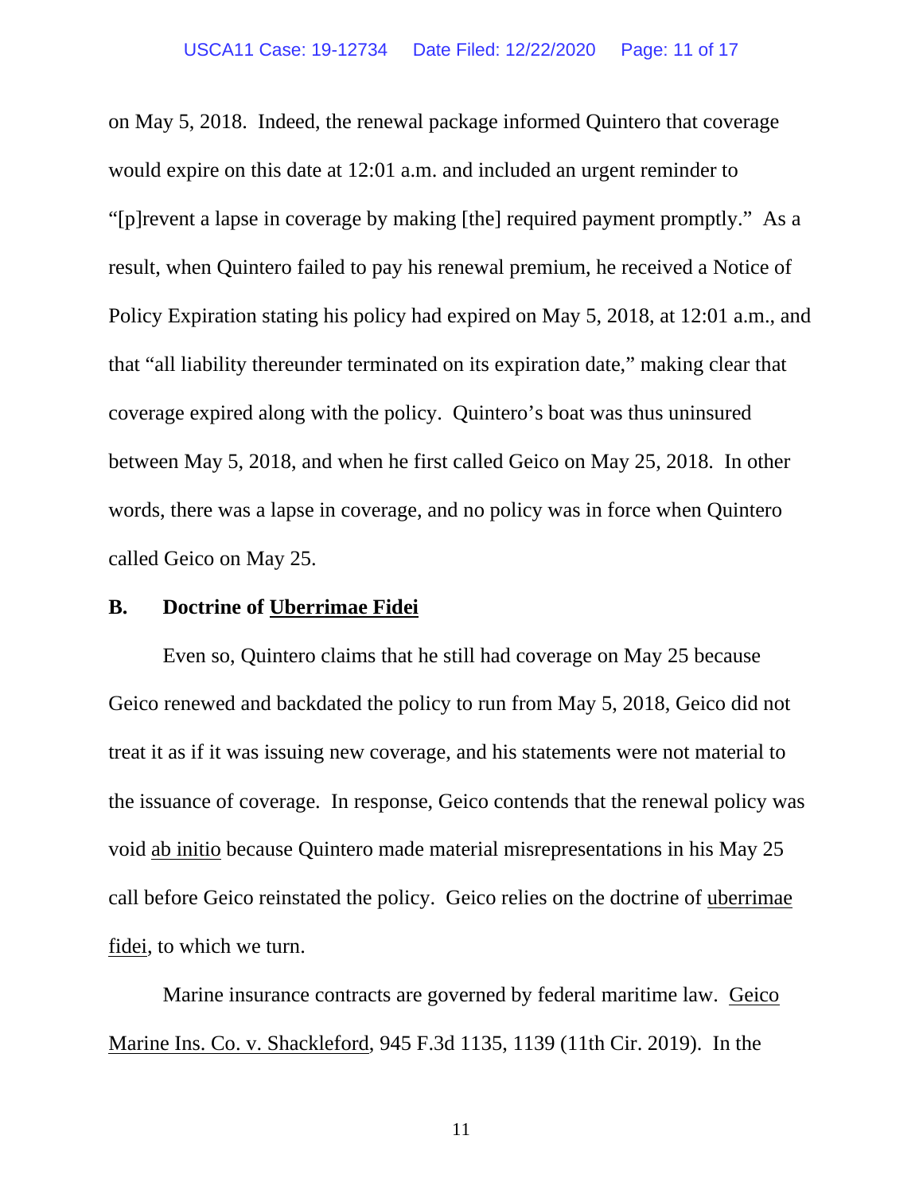on May 5, 2018. Indeed, the renewal package informed Quintero that coverage would expire on this date at 12:01 a.m. and included an urgent reminder to "[p]revent a lapse in coverage by making [the] required payment promptly." As a result, when Quintero failed to pay his renewal premium, he received a Notice of Policy Expiration stating his policy had expired on May 5, 2018, at 12:01 a.m., and that "all liability thereunder terminated on its expiration date," making clear that coverage expired along with the policy. Quintero's boat was thus uninsured between May 5, 2018, and when he first called Geico on May 25, 2018. In other words, there was a lapse in coverage, and no policy was in force when Quintero called Geico on May 25.

### B. Doctrine of Uberrimae Fidei

Even so, Quintero claims that he still had coverage on May 25 because Geico renewed and backdated the policy to run from May 5, 2018, Geico did not treat it as if it was issuing new coverage, and his statements were not material to the issuance of coverage. In response, Geico contends that the renewal policy was void ab initio because Quintero made material misrepresentations in his May 25 call before Geico reinstated the policy. Geico relies on the doctrine of uberrimae fidei, to which we turn.

Marine insurance contracts are governed by federal maritime law. Geico Marine Ins. Co. v. Shackleford, 945 F.3d 1135, 1139 (11th Cir. 2019). In the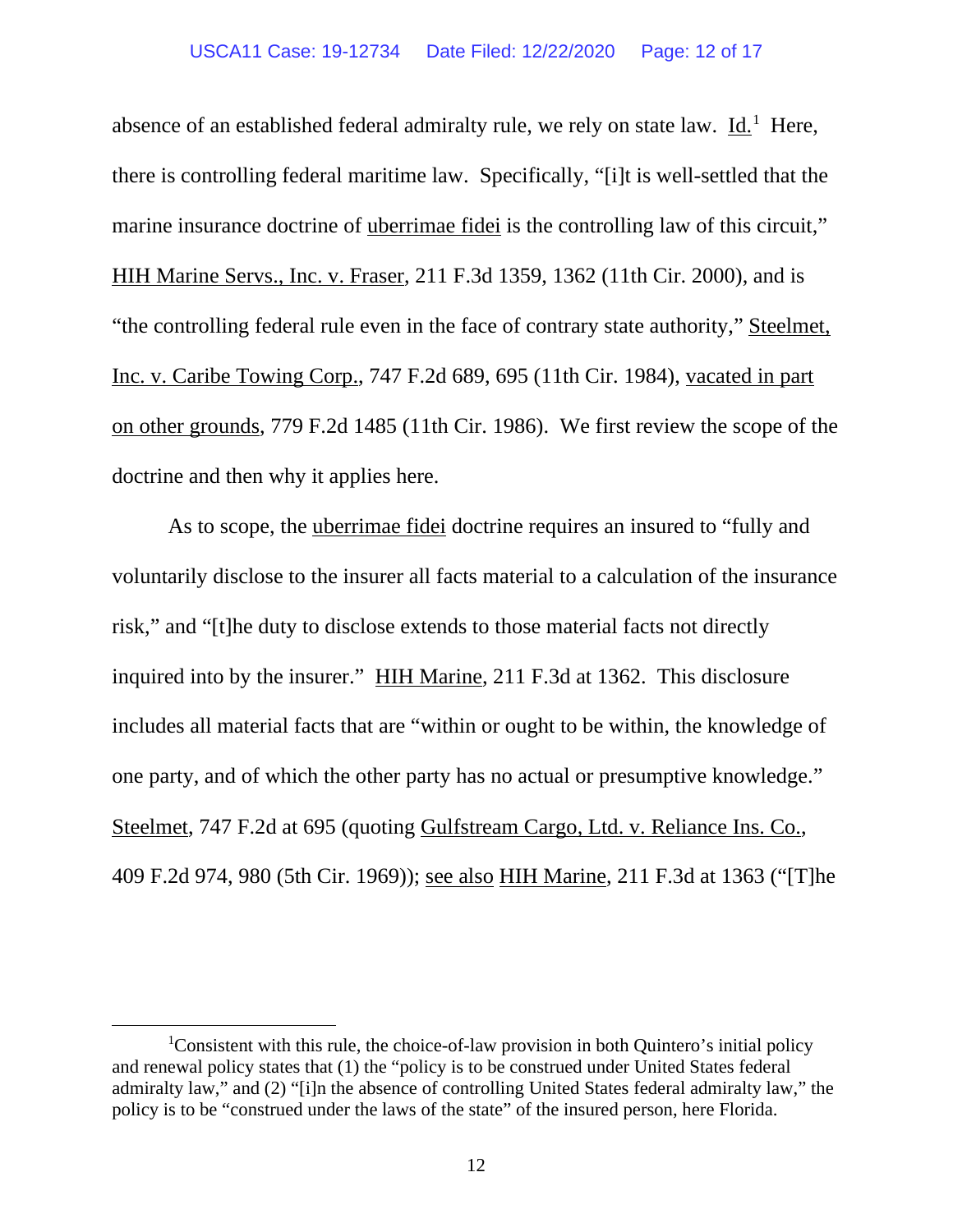absence of an established federal admiralty rule, we rely on state law. Id.[1] Here, there is controlling federal maritime law. Specifically, "[i]t is well-settled that the marine insurance doctrine of uberrimae fidei is the controlling law of this circuit," HIH Marine Servs., Inc. v. Fraser, 211 F.3d 1359, 1362 (11th Cir. 2000), and is "the controlling federal rule even in the face of contrary state authority," Steelmet, Inc. v. Caribe Towing Corp., 747 F.2d 689, 695 (11th Cir. 1984), vacated in part on other grounds, 779 F.2d 1485 (11th Cir. 1986). We first review the scope of the doctrine and then why it applies here.

As to scope, the uberrimae fidei doctrine requires an insured to "fully and voluntarily disclose to the insurer all facts material to a calculation of the insurance risk," and "[t]he duty to disclose extends to those material facts not directly inquired into by the insurer." HIH Marine, 211 F.3d at 1362. This disclosure includes all material facts that are "within or ought to be within, the knowledge of one party, and of which the other party has no actual or presumptive knowledge." Steelmet, 747 F.2d at 695 (quoting Gulfstream Cargo, Ltd. v. Reliance Ins. Co., 409 F.2d 974, 980 (5th Cir. 1969)); see also HIH Marine, 211 F.3d at 1363 ("[T]he

[1] Consistent with this rule, the choice-of-law provision in both Quintero's initial policy and renewal policy states that (1) the "policy is to be construed under United States federal admiralty law," and (2) "[i]n the absence of controlling United States federal admiralty law," the policy is to be "construed under the laws of the state" of the insured person, here Florida.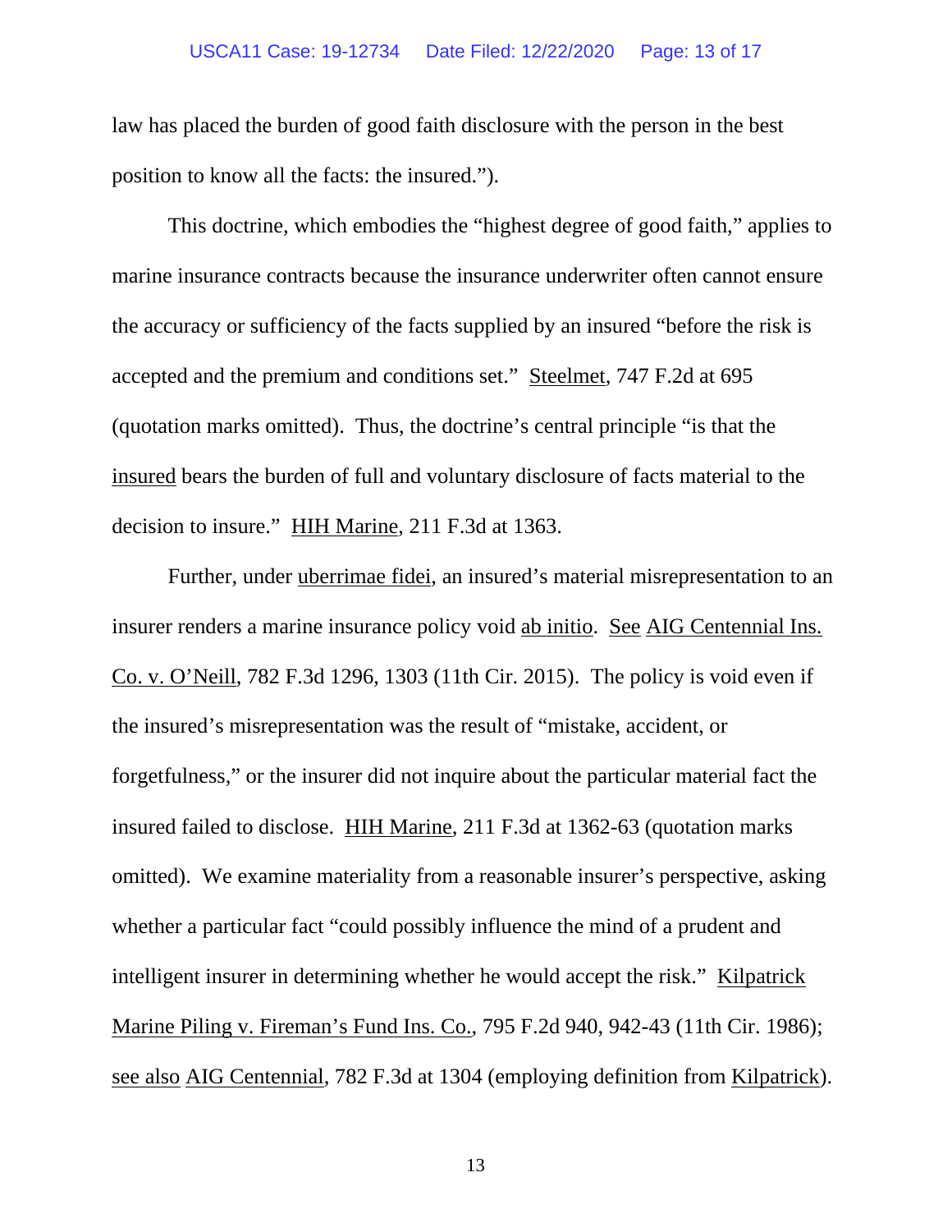law has placed the burden of good faith disclosure with the person in the best position to know all the facts: the insured.").

This doctrine, which embodies the "highest degree of good faith," applies to marine insurance contracts because the insurance underwriter often cannot ensure the accuracy or sufficiency of the facts supplied by an insured "before the risk is accepted and the premium and conditions set." Steelmet, 747 F.2d at 695 (quotation marks omitted). Thus, the doctrine's central principle "is that the insured bears the burden of full and voluntary disclosure of facts material to the decision to insure." HIH Marine, 211 F.3d at 1363.

Further, under uberrimae fidei, an insured's material misrepresentation to an insurer renders a marine insurance policy void ab initio. See AIG Centennial Ins. Co. v. O'Neill, 782 F.3d 1296, 1303 (11th Cir. 2015). The policy is void even if the insured's misrepresentation was the result of "mistake, accident, or forgetfulness," or the insurer did not inquire about the particular material fact the insured failed to disclose. HIH Marine, 211 F.3d at 1362-63 (quotation marks omitted). We examine materiality from a reasonable insurer's perspective, asking whether a particular fact "could possibly influence the mind of a prudent and intelligent insurer in determining whether he would accept the risk." Kilpatrick Marine Piling v. Fireman's Fund Ins. Co., 795 F.2d 940, 942-43 (11th Cir. 1986); see also AIG Centennial, 782 F.3d at 1304 (employing definition from Kilpatrick).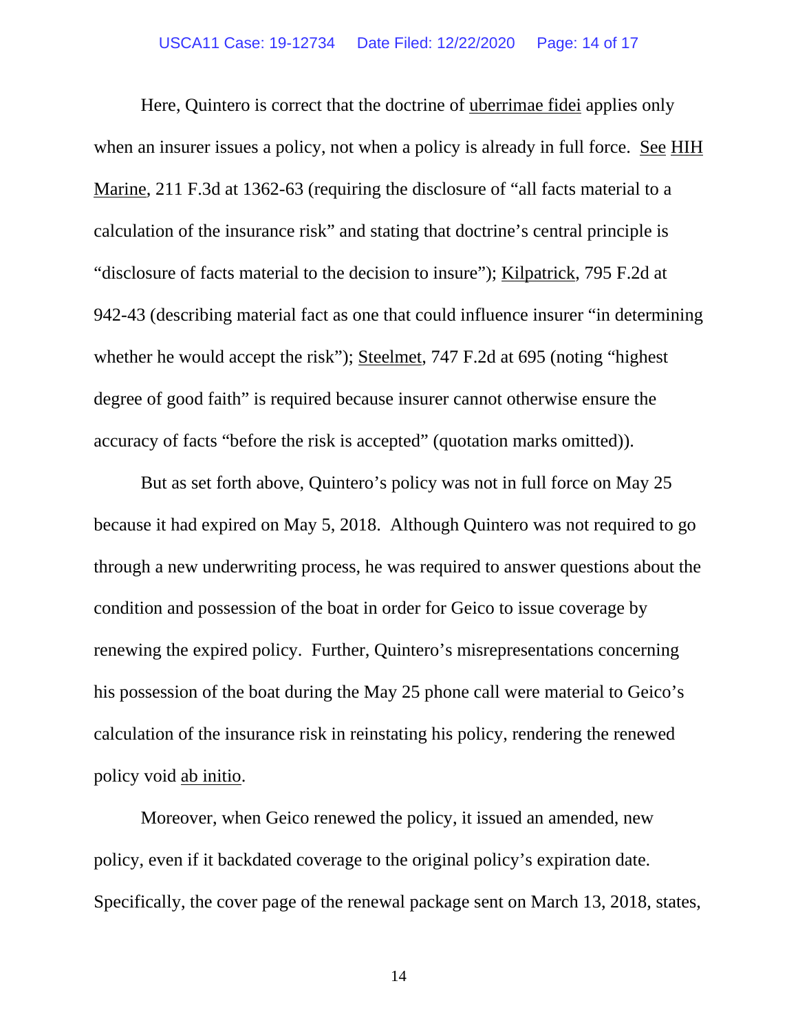Here, Quintero is correct that the doctrine of uberrimae fidei applies only when an insurer issues a policy, not when a policy is already in full force. See HIH Marine, 211 F.3d at 1362-63 (requiring the disclosure of "all facts material to a calculation of the insurance risk" and stating that doctrine's central principle is "disclosure of facts material to the decision to insure"); Kilpatrick, 795 F.2d at 942-43 (describing material fact as one that could influence insurer "in determining whether he would accept the risk"); Steelmet, 747 F.2d at 695 (noting "highest degree of good faith" is required because insurer cannot otherwise ensure the accuracy of facts "before the risk is accepted" (quotation marks omitted)).

But as set forth above, Quintero's policy was not in full force on May 25 because it had expired on May 5, 2018. Although Quintero was not required to go through a new underwriting process, he was required to answer questions about the condition and possession of the boat in order for Geico to issue coverage by renewing the expired policy. Further, Quintero's misrepresentations concerning his possession of the boat during the May 25 phone call were material to Geico's calculation of the insurance risk in reinstating his policy, rendering the renewed policy void ab initio.

Moreover, when Geico renewed the policy, it issued an amended, new policy, even if it backdated coverage to the original policy's expiration date. Specifically, the cover page of the renewal package sent on March 13, 2018, states,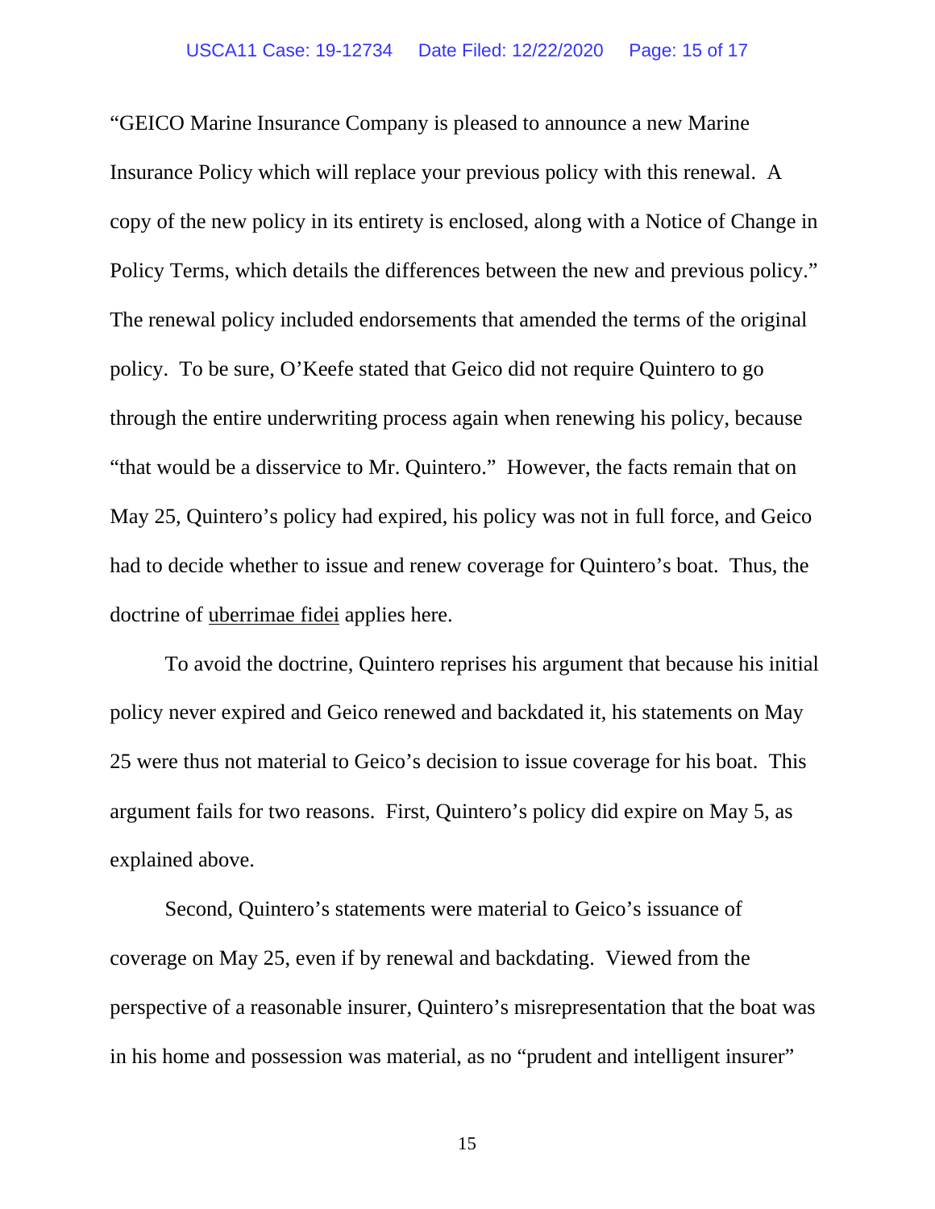"GEICO Marine Insurance Company is pleased to announce a new Marine Insurance Policy which will replace your previous policy with this renewal. A copy of the new policy in its entirety is enclosed, along with a Notice of Change in Policy Terms, which details the differences between the new and previous policy." The renewal policy included endorsements that amended the terms of the original policy. To be sure, O'Keefe stated that Geico did not require Quintero to go through the entire underwriting process again when renewing his policy, because "that would be a disservice to Mr. Quintero." However, the facts remain that on May 25, Quintero's policy had expired, his policy was not in full force, and Geico had to decide whether to issue and renew coverage for Quintero's boat. Thus, the doctrine of uberrimae fidei applies here.

To avoid the doctrine, Quintero reprises his argument that because his initial policy never expired and Geico renewed and backdated it, his statements on May 25 were thus not material to Geico's decision to issue coverage for his boat. This argument fails for two reasons. First, Quintero's policy did expire on May 5, as explained above.

Second, Quintero's statements were material to Geico's issuance of coverage on May 25, even if by renewal and backdating. Viewed from the perspective of a reasonable insurer, Quintero's misrepresentation that the boat was in his home and possession was material, as no "prudent and intelligent insurer"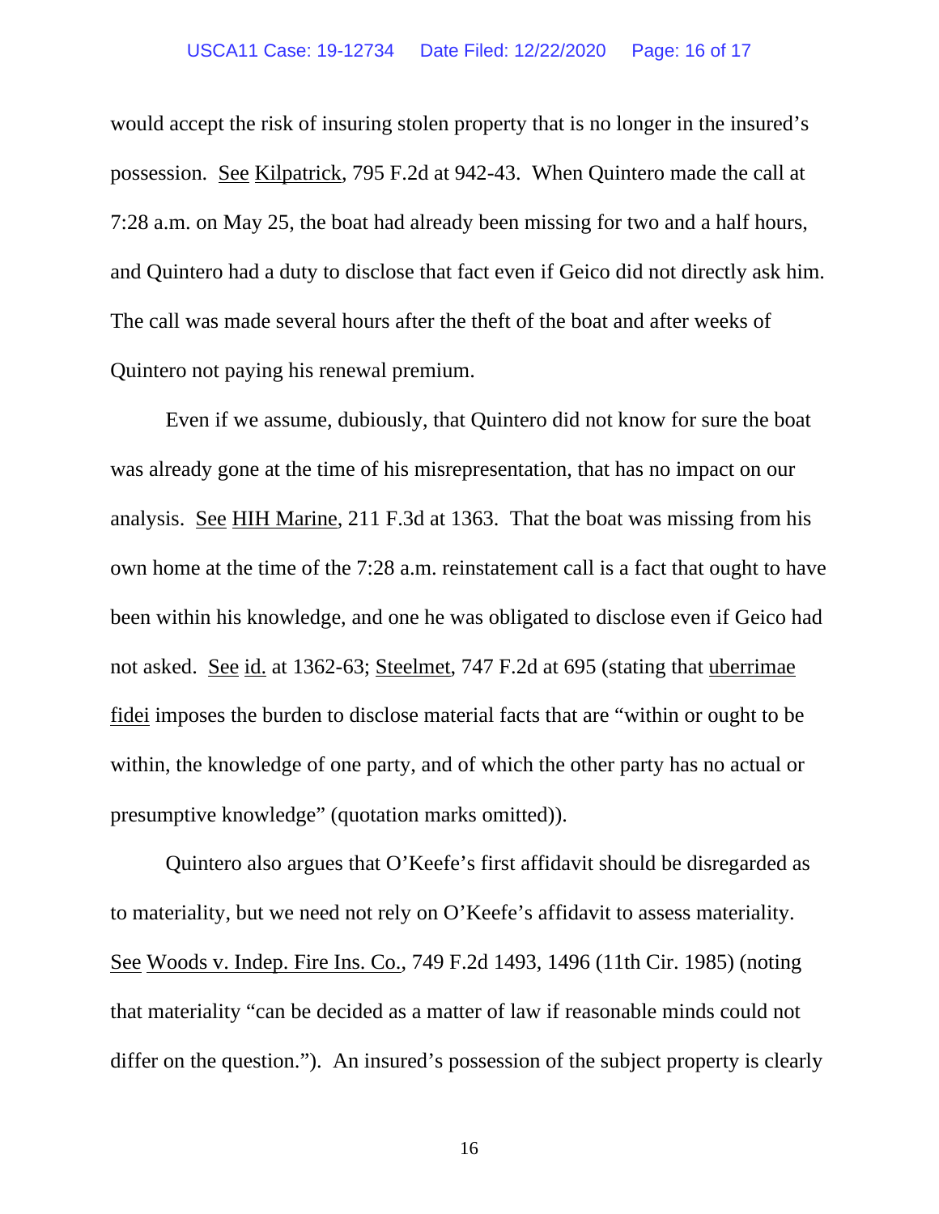would accept the risk of insuring stolen property that is no longer in the insured's possession. See Kilpatrick, 795 F.2d at 942-43. When Quintero made the call at 7:28 a.m. on May 25, the boat had already been missing for two and a half hours, and Quintero had a duty to disclose that fact even if Geico did not directly ask him. The call was made several hours after the theft of the boat and after weeks of Quintero not paying his renewal premium.

Even if we assume, dubiously, that Quintero did not know for sure the boat was already gone at the time of his misrepresentation, that has no impact on our analysis. See HIH Marine, 211 F.3d at 1363. That the boat was missing from his own home at the time of the 7:28 a.m. reinstatement call is a fact that ought to have been within his knowledge, and one he was obligated to disclose even if Geico had not asked. See id. at 1362-63; Steelmet, 747 F.2d at 695 (stating that uberrimae fidei imposes the burden to disclose material facts that are "within or ought to be within, the knowledge of one party, and of which the other party has no actual or presumptive knowledge" (quotation marks omitted)).

Quintero also argues that O'Keefe's first affidavit should be disregarded as to materiality, but we need not rely on O'Keefe's affidavit to assess materiality. See Woods v. Indep. Fire Ins. Co., 749 F.2d 1493, 1496 (11th Cir. 1985) (noting that materiality "can be decided as a matter of law if reasonable minds could not differ on the question."). An insured's possession of the subject property is clearly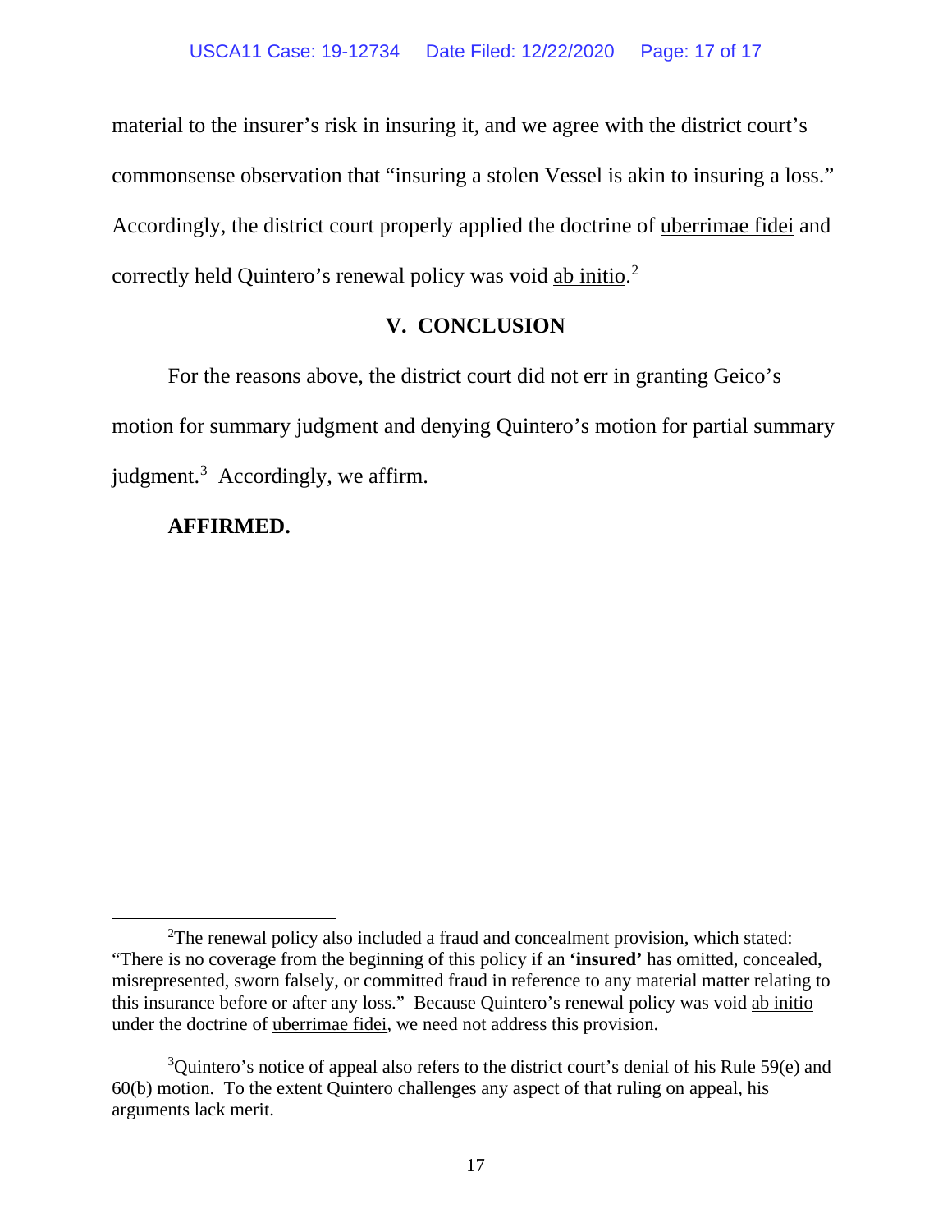material to the insurer's risk in insuring it, and we agree with the district court's commonsense observation that "insuring a stolen Vessel is akin to insuring a loss." Accordingly, the district court properly applied the doctrine of uberrimae fidei and correctly held Quintero's renewal policy was void ab initio.[2]

## V. CONCLUSION

For the reasons above, the district court did not err in granting Geico's motion for summary judgment and denying Quintero's motion for partial summary judgment.[3] Accordingly, we affirm.

**AFFIRMED.**

---

[2]The renewal policy also included a fraud and concealment provision, which stated: "There is no coverage from the beginning of this policy if an **'insured'** has omitted, concealed, misrepresented, sworn falsely, or committed fraud in reference to any material matter relating to this insurance before or after any loss." Because Quintero's renewal policy was void ab initio under the doctrine of uberrimae fidei, we need not address this provision.

[3]Quintero's notice of appeal also refers to the district court's denial of his Rule 59(e) and 60(b) motion. To the extent Quintero challenges any aspect of that ruling on appeal, his arguments lack merit.